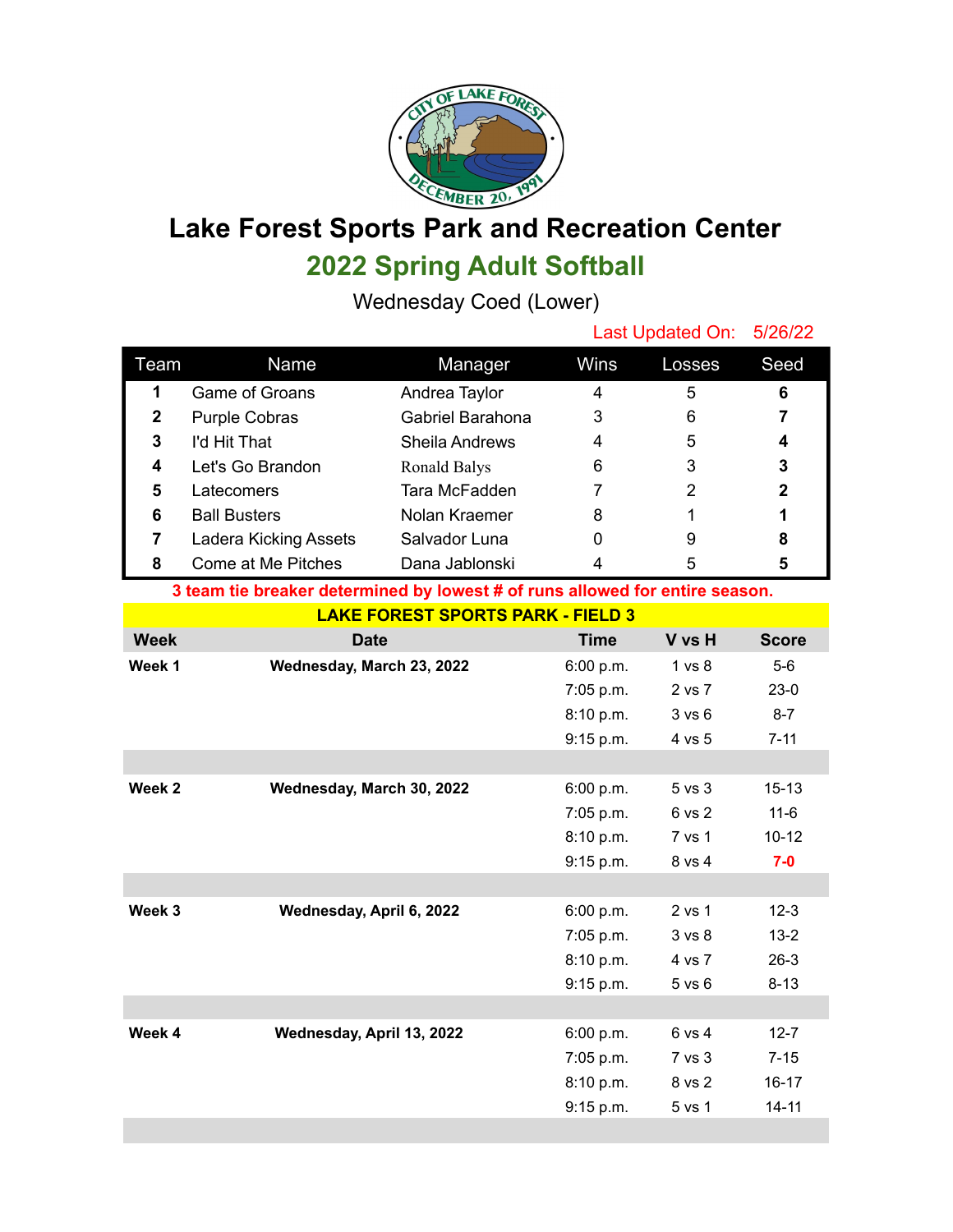# Lake Forest Sports Park and Recreation Center

## 2022 Spring Adult Softball

Wednesday Coed (Lower)

Last Updated On: 5/26/22

| Team | Name | Manager | Wins | Losses | Seed |
|---|---|---|---|---|---|
| **1** | Game of Groans | Andrea Taylor | 4 | 5 | **6** |
| **2** | Purple Cobras | Gabriel Barahona | 3 | 6 | **7** |
| **3** | I'd Hit That | Sheila Andrews | 4 | 5 | **4** |
| **4** | Let's Go Brandon | Ronald Balys | 6 | 3 | **3** |
| **5** | Latecomers | Tara McFadden | 7 | 2 | **2** |
| **6** | Ball Busters | Nolan Kraemer | 8 | 1 | **1** |
| **7** | Ladera Kicking Assets | Salvador Luna | 0 | 9 | **8** |
| **8** | Come at Me Pitches | Dana Jablonski | 4 | 5 | **5** |

**3 team tie breaker determined by lowest # of runs allowed for entire season.**

**LAKE FOREST SPORTS PARK - FIELD 3**

| Week | Date | Time | V vs H | Score |
|---|---|---|---|---|
| **Week 1** | **Wednesday, March 23, 2022** | 6:00 p.m. | 1 vs 8 | 5-6 |
| | | 7:05 p.m. | 2 vs 7 | 23-0 |
| | | 8:10 p.m. | 3 vs 6 | 8-7 |
| | | 9:15 p.m. | 4 vs 5 | 7-11 |
| **Week 2** | **Wednesday, March 30, 2022** | 6:00 p.m. | 5 vs 3 | 15-13 |
| | | 7:05 p.m. | 6 vs 2 | 11-6 |
| | | 8:10 p.m. | 7 vs 1 | 10-12 |
| | | 9:15 p.m. | 8 vs 4 | **7-0** |
| **Week 3** | **Wednesday, April 6, 2022** | 6:00 p.m. | 2 vs 1 | 12-3 |
| | | 7:05 p.m. | 3 vs 8 | 13-2 |
| | | 8:10 p.m. | 4 vs 7 | 26-3 |
| | | 9:15 p.m. | 5 vs 6 | 8-13 |
| **Week 4** | **Wednesday, April 13, 2022** | 6:00 p.m. | 6 vs 4 | 12-7 |
| | | 7:05 p.m. | 7 vs 3 | 7-15 |
| | | 8:10 p.m. | 8 vs 2 | 16-17 |
| | | 9:15 p.m. | 5 vs 1 | 14-11 |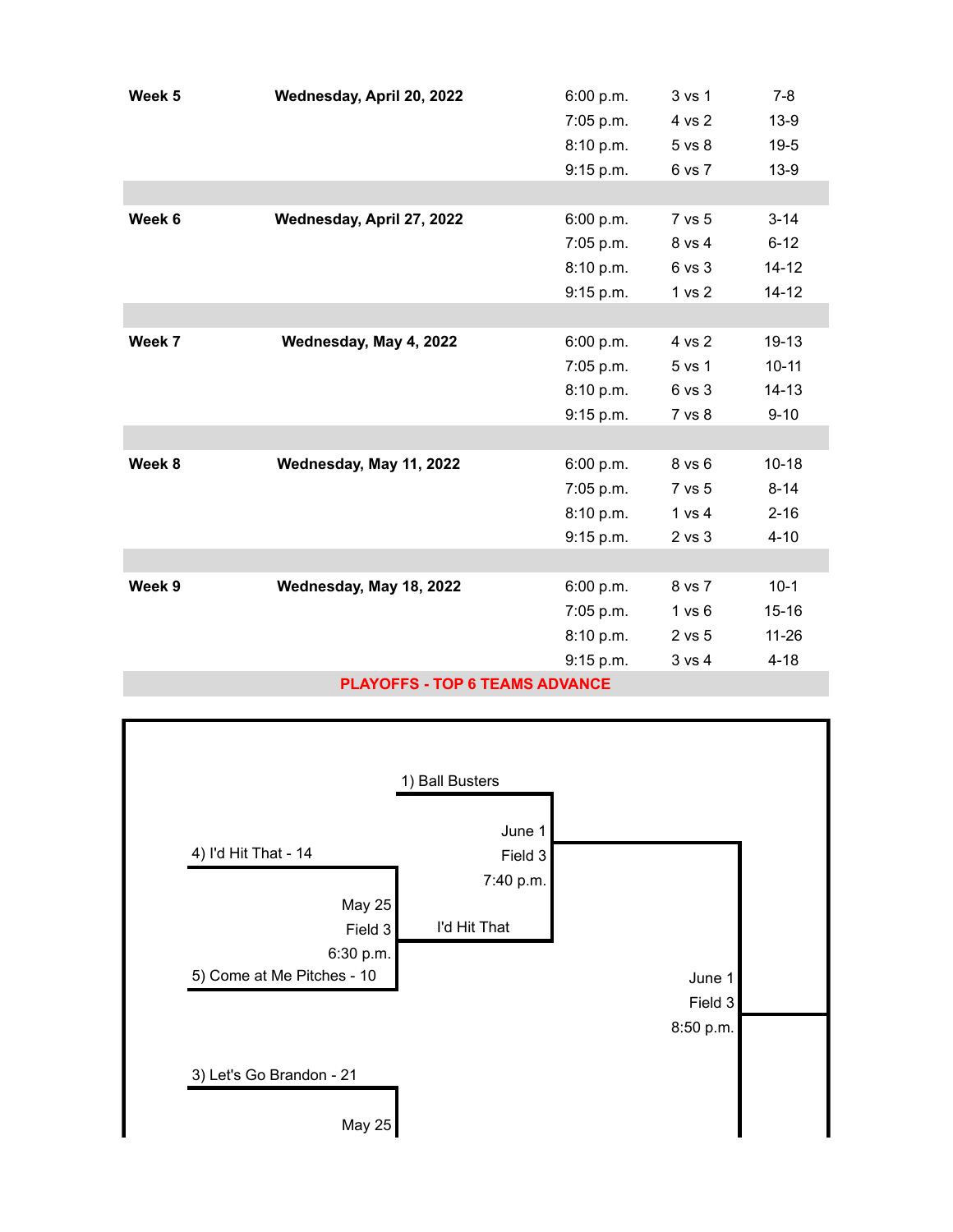| Week | Date | Time | Matchup | Score |
| --- | --- | --- | --- | --- |
| **Week 5** | **Wednesday, April 20, 2022** | 6:00 p.m. | 3 vs 1 | 7-8 |
| | | 7:05 p.m. | 4 vs 2 | 13-9 |
| | | 8:10 p.m. | 5 vs 8 | 19-5 |
| | | 9:15 p.m. | 6 vs 7 | 13-9 |
| **Week 6** | **Wednesday, April 27, 2022** | 6:00 p.m. | 7 vs 5 | 3-14 |
| | | 7:05 p.m. | 8 vs 4 | 6-12 |
| | | 8:10 p.m. | 6 vs 3 | 14-12 |
| | | 9:15 p.m. | 1 vs 2 | 14-12 |
| **Week 7** | **Wednesday, May 4, 2022** | 6:00 p.m. | 4 vs 2 | 19-13 |
| | | 7:05 p.m. | 5 vs 1 | 10-11 |
| | | 8:10 p.m. | 6 vs 3 | 14-13 |
| | | 9:15 p.m. | 7 vs 8 | 9-10 |
| **Week 8** | **Wednesday, May 11, 2022** | 6:00 p.m. | 8 vs 6 | 10-18 |
| | | 7:05 p.m. | 7 vs 5 | 8-14 |
| | | 8:10 p.m. | 1 vs 4 | 2-16 |
| | | 9:15 p.m. | 2 vs 3 | 4-10 |
| **Week 9** | **Wednesday, May 18, 2022** | 6:00 p.m. | 8 vs 7 | 10-1 |
| | | 7:05 p.m. | 1 vs 6 | 15-16 |
| | | 8:10 p.m. | 2 vs 5 | 11-26 |
| | | 9:15 p.m. | 3 vs 4 | 4-18 |

**PLAYOFFS - TOP 6 TEAMS ADVANCE**

1) Ball Busters

4) I'd Hit That - 14

May 25
Field 3
6:30 p.m.

5) Come at Me Pitches - 10

I'd Hit That

June 1
Field 3
7:40 p.m.

June 1
Field 3
8:50 p.m.

3) Let's Go Brandon - 21

May 25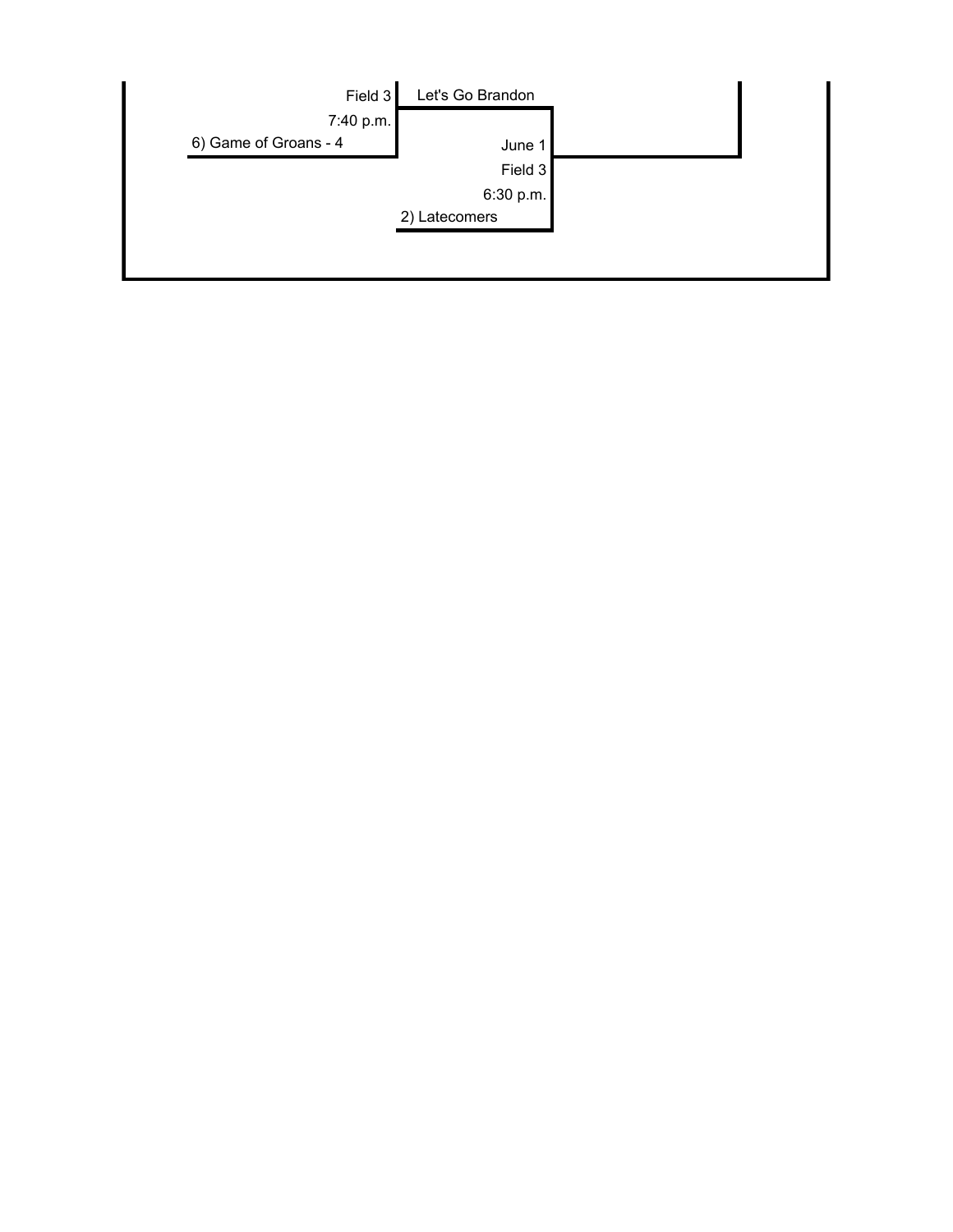Field 3

7:40 p.m.

6) Game of Groans - 4

Let's Go Brandon

June 1

Field 3

6:30 p.m.

2) Latecomers